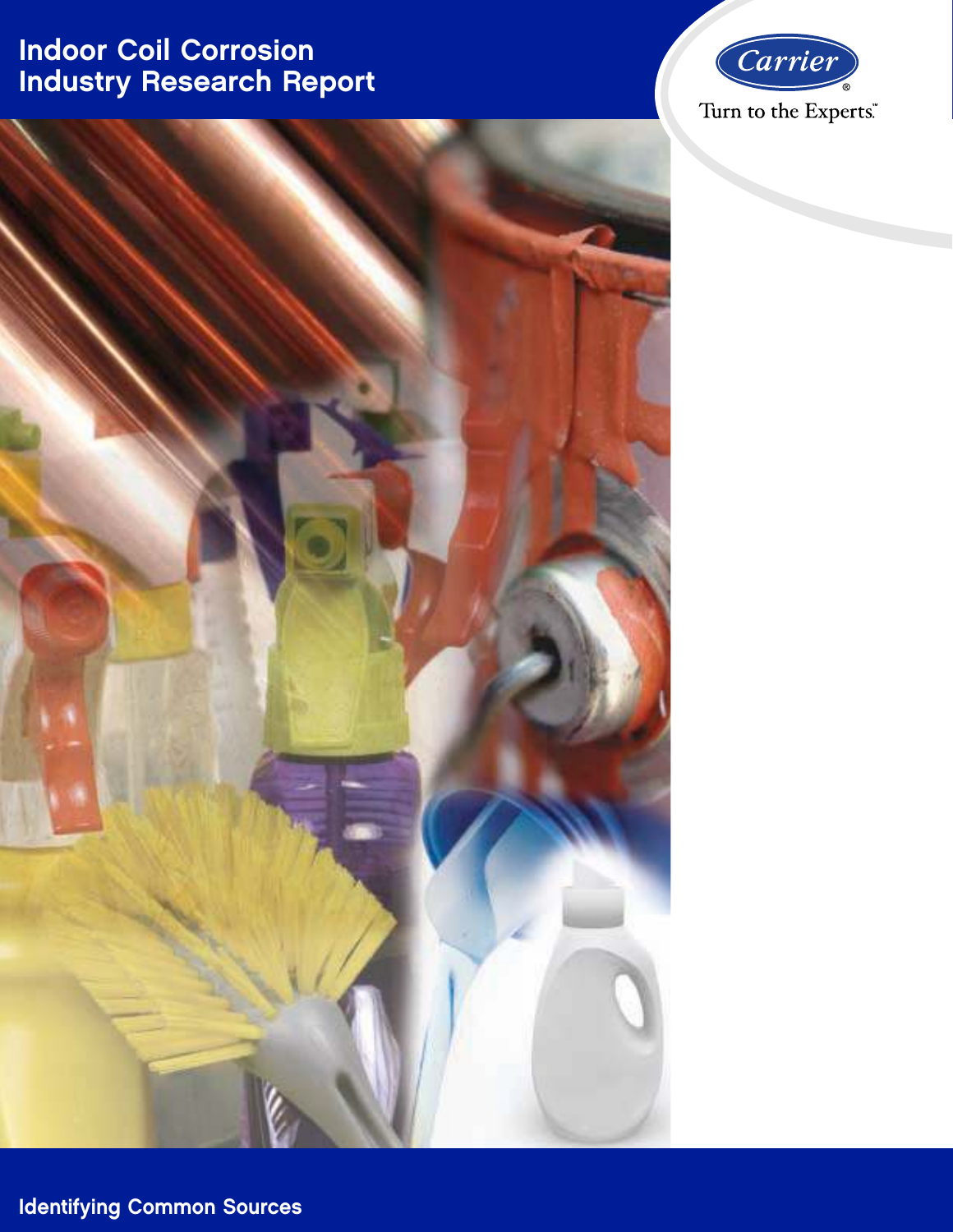# Indoor Coil Corrosion Industry Research Report

Carrier®

Turn to the Experts.℠

## Identifying Common Sources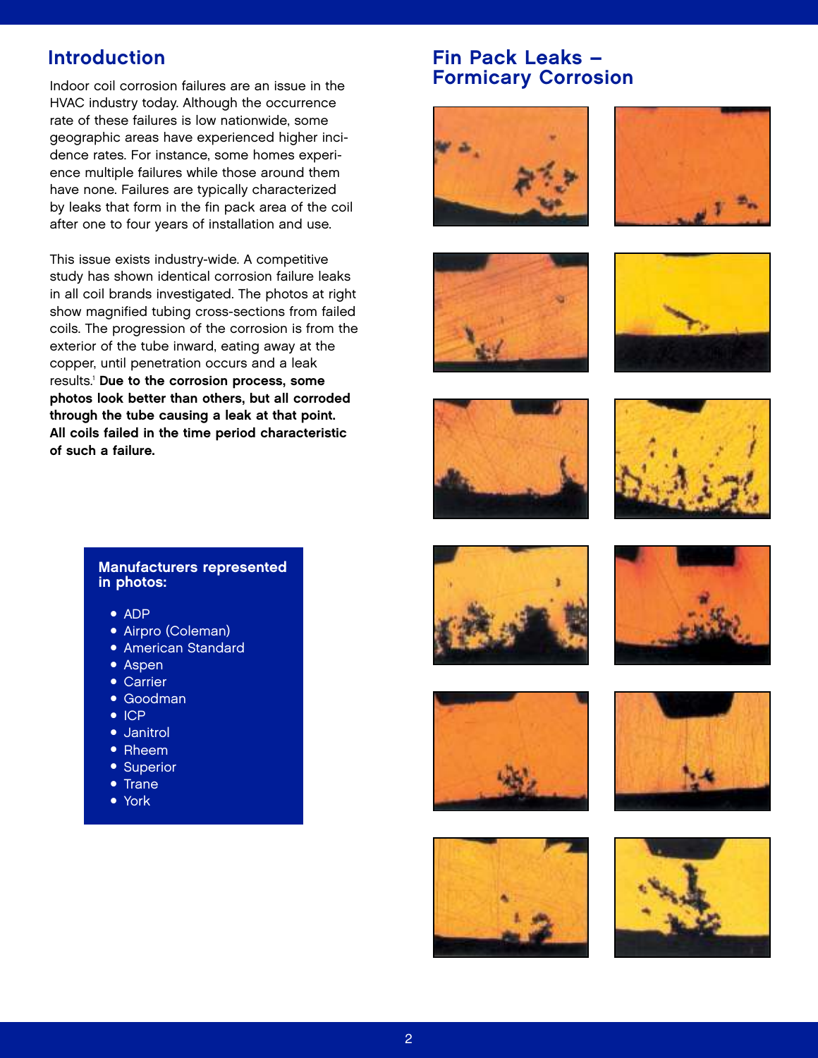## Introduction

Indoor coil corrosion failures are an issue in the HVAC industry today. Although the occurrence rate of these failures is low nationwide, some geographic areas have experienced higher incidence rates. For instance, some homes experience multiple failures while those around them have none. Failures are typically characterized by leaks that form in the fin pack area of the coil after one to four years of installation and use.

This issue exists industry-wide. A competitive study has shown identical corrosion failure leaks in all coil brands investigated. The photos at right show magnified tubing cross-sections from failed coils. The progression of the corrosion is from the exterior of the tube inward, eating away at the copper, until penetration occurs and a leak results.[1] **Due to the corrosion process, some photos look better than others, but all corroded through the tube causing a leak at that point. All coils failed in the time period characteristic of such a failure.**

**Manufacturers represented in photos:**

- ADP
- Airpro (Coleman)
- American Standard
- Aspen
- Carrier
- Goodman
- ICP
- Janitrol
- Rheem
- Superior
- Trane
- York

## Fin Pack Leaks – Formicary Corrosion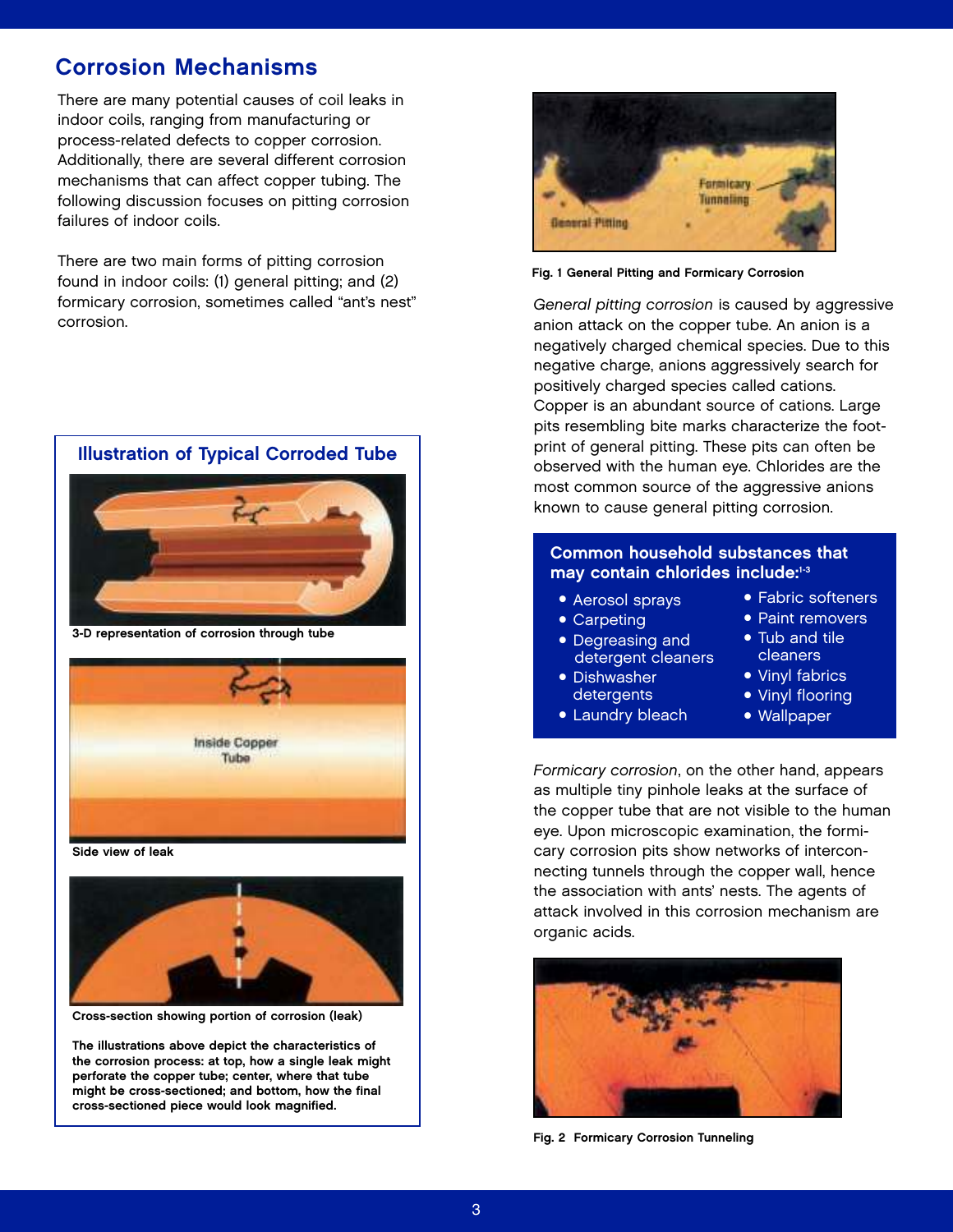## Corrosion Mechanisms

There are many potential causes of coil leaks in indoor coils, ranging from manufacturing or process-related defects to copper corrosion. Additionally, there are several different corrosion mechanisms that can affect copper tubing. The following discussion focuses on pitting corrosion failures of indoor coils.

There are two main forms of pitting corrosion found in indoor coils: (1) general pitting; and (2) formicary corrosion, sometimes called "ant's nest" corrosion.

### Illustration of Typical Corroded Tube

3-D representation of corrosion through tube

Side view of leak

Cross-section showing portion of corrosion (leak)

**The illustrations above depict the characteristics of the corrosion process: at top, how a single leak might perforate the copper tube; center, where that tube might be cross-sectioned; and bottom, how the final cross-sectioned piece would look magnified.**

**Fig. 1 General Pitting and Formicary Corrosion**

*General pitting corrosion* is caused by aggressive anion attack on the copper tube. An anion is a negatively charged chemical species. Due to this negative charge, anions aggressively search for positively charged species called cations. Copper is an abundant source of cations. Large pits resembling bite marks characterize the footprint of general pitting. These pits can often be observed with the human eye. Chlorides are the most common source of the aggressive anions known to cause general pitting corrosion.

### Common household substances that may contain chlorides include:[1-3]

- Aerosol sprays
- Carpeting
- Degreasing and detergent cleaners
- Dishwasher detergents
- Laundry bleach
- Fabric softeners
- Paint removers
- Tub and tile cleaners
- Vinyl fabrics
- Vinyl flooring
- Wallpaper

*Formicary corrosion*, on the other hand, appears as multiple tiny pinhole leaks at the surface of the copper tube that are not visible to the human eye. Upon microscopic examination, the formicary corrosion pits show networks of interconnecting tunnels through the copper wall, hence the association with ants' nests. The agents of attack involved in this corrosion mechanism are organic acids.

**Fig. 2 Formicary Corrosion Tunneling**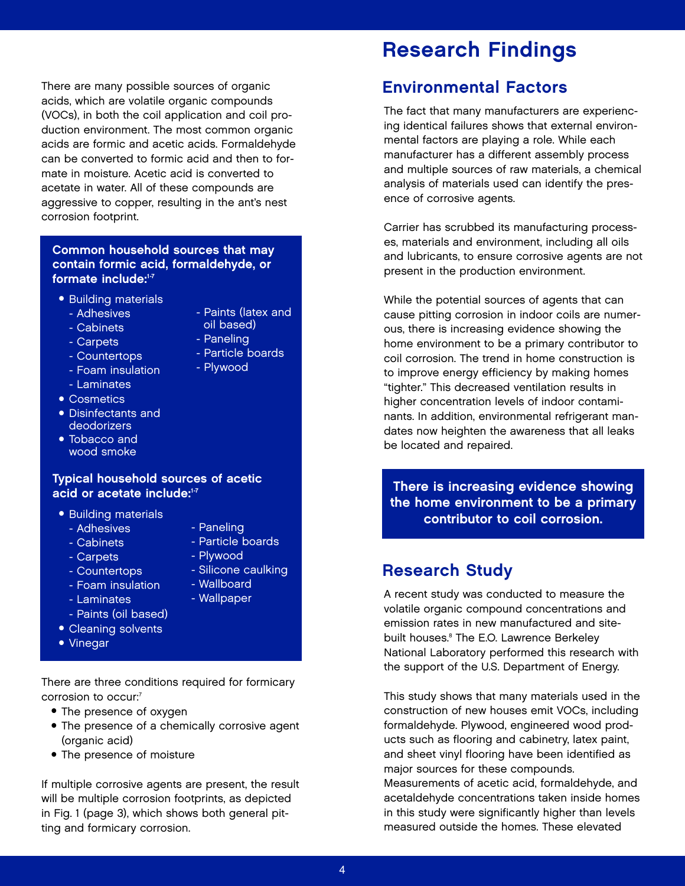There are many possible sources of organic acids, which are volatile organic compounds (VOCs), in both the coil application and coil production environment. The most common organic acids are formic and acetic acids. Formaldehyde can be converted to formic acid and then to formate in moisture. Acetic acid is converted to acetate in water. All of these compounds are aggressive to copper, resulting in the ant's nest corrosion footprint.

**Common household sources that may contain formic acid, formaldehyde, or formate include:**[1-7]

- Building materials
  - Adhesives
  - Cabinets
  - Carpets
  - Countertops
  - Foam insulation
  - Laminates
  - Paints (latex and oil based)
  - Paneling
  - Particle boards
  - Plywood
- Cosmetics
- Disinfectants and deodorizers
- Tobacco and wood smoke

**Typical household sources of acetic acid or acetate include:**[1-7]

- Building materials
  - Adhesives
  - Cabinets
  - Carpets
  - Countertops
  - Foam insulation
  - Laminates
  - Paints (oil based)
  - Paneling
  - Particle boards
  - Plywood
  - Silicone caulking
  - Wallboard
  - Wallpaper
- Cleaning solvents
- Vinegar

There are three conditions required for formicary corrosion to occur:[7]

- The presence of oxygen
- The presence of a chemically corrosive agent (organic acid)
- The presence of moisture

If multiple corrosive agents are present, the result will be multiple corrosion footprints, as depicted in Fig. 1 (page 3), which shows both general pitting and formicary corrosion.

# Research Findings

## Environmental Factors

The fact that many manufacturers are experiencing identical failures shows that external environmental factors are playing a role. While each manufacturer has a different assembly process and multiple sources of raw materials, a chemical analysis of materials used can identify the presence of corrosive agents.

Carrier has scrubbed its manufacturing processes, materials and environment, including all oils and lubricants, to ensure corrosive agents are not present in the production environment.

While the potential sources of agents that can cause pitting corrosion in indoor coils are numerous, there is increasing evidence showing the home environment to be a primary contributor to coil corrosion. The trend in home construction is to improve energy efficiency by making homes "tighter." This decreased ventilation results in higher concentration levels of indoor contaminants. In addition, environmental refrigerant mandates now heighten the awareness that all leaks be located and repaired.

**There is increasing evidence showing the home environment to be a primary contributor to coil corrosion.**

## Research Study

A recent study was conducted to measure the volatile organic compound concentrations and emission rates in new manufactured and site-built houses.[8] The E.O. Lawrence Berkeley National Laboratory performed this research with the support of the U.S. Department of Energy.

This study shows that many materials used in the construction of new houses emit VOCs, including formaldehyde. Plywood, engineered wood products such as flooring and cabinetry, latex paint, and sheet vinyl flooring have been identified as major sources for these compounds. Measurements of acetic acid, formaldehyde, and acetaldehyde concentrations taken inside homes in this study were significantly higher than levels measured outside the homes. These elevated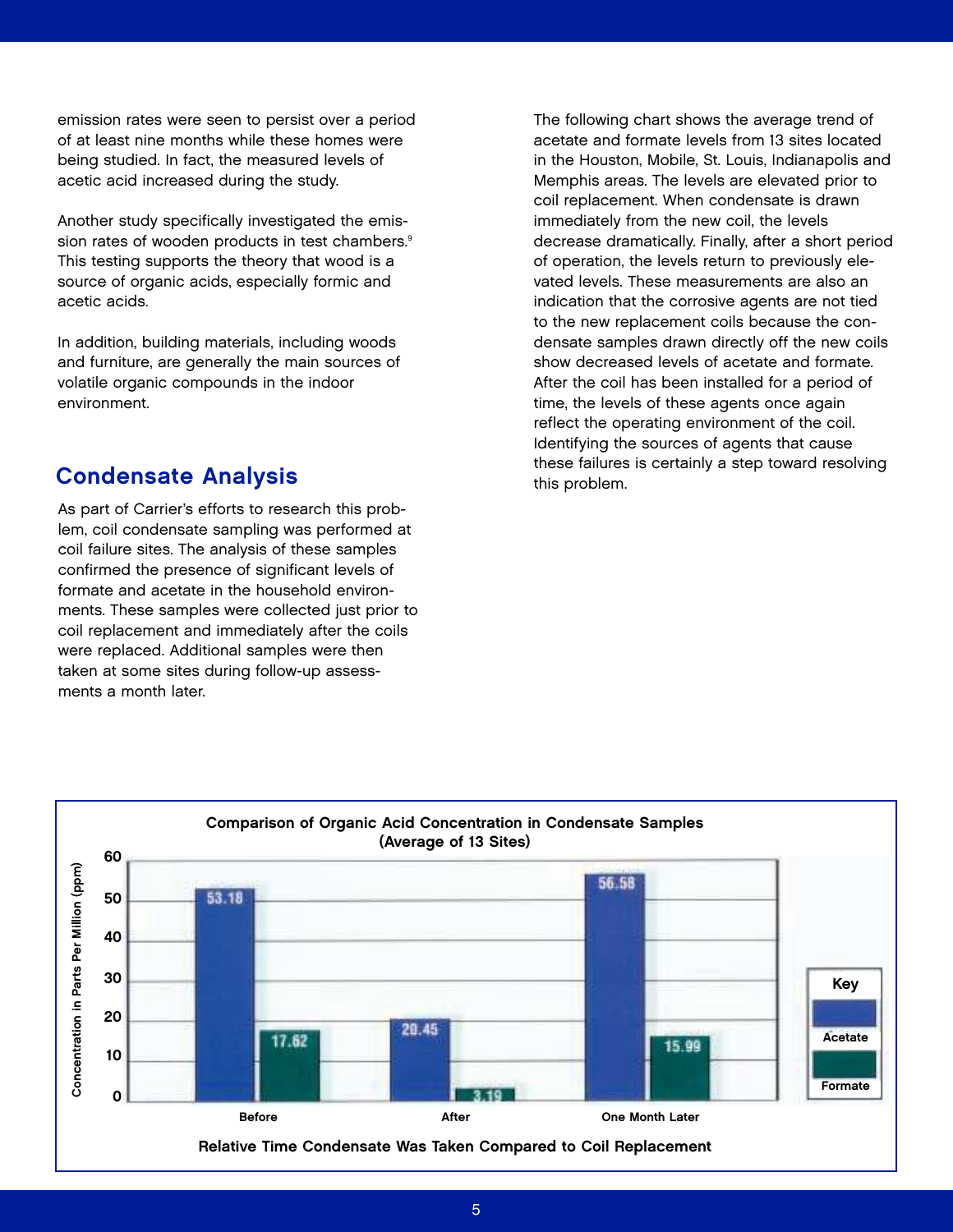emission rates were seen to persist over a period of at least nine months while these homes were being studied. In fact, the measured levels of acetic acid increased during the study.

Another study specifically investigated the emission rates of wooden products in test chambers.[9] This testing supports the theory that wood is a source of organic acids, especially formic and acetic acids.

In addition, building materials, including woods and furniture, are generally the main sources of volatile organic compounds in the indoor environment.

## Condensate Analysis

As part of Carrier's efforts to research this problem, coil condensate sampling was performed at coil failure sites. The analysis of these samples confirmed the presence of significant levels of formate and acetate in the household environments. These samples were collected just prior to coil replacement and immediately after the coils were replaced. Additional samples were then taken at some sites during follow-up assessments a month later.

The following chart shows the average trend of acetate and formate levels from 13 sites located in the Houston, Mobile, St. Louis, Indianapolis and Memphis areas. The levels are elevated prior to coil replacement. When condensate is drawn immediately from the new coil, the levels decrease dramatically. Finally, after a short period of operation, the levels return to previously elevated levels. These measurements are also an indication that the corrosive agents are not tied to the new replacement coils because the condensate samples drawn directly off the new coils show decreased levels of acetate and formate. After the coil has been installed for a period of time, the levels of these agents once again reflect the operating environment of the coil. Identifying the sources of agents that cause these failures is certainly a step toward resolving this problem.

**Comparison of Organic Acid Concentration in Condensate Samples (Average of 13 Sites)**

| Relative Time Condensate Was Taken Compared to Coil Replacement | Acetate (ppm) | Formate (ppm) |
| --- | --- | --- |
| Before | 53.18 | 17.62 |
| After | 20.45 | 3.19 |
| One Month Later | 56.58 | 15.99 |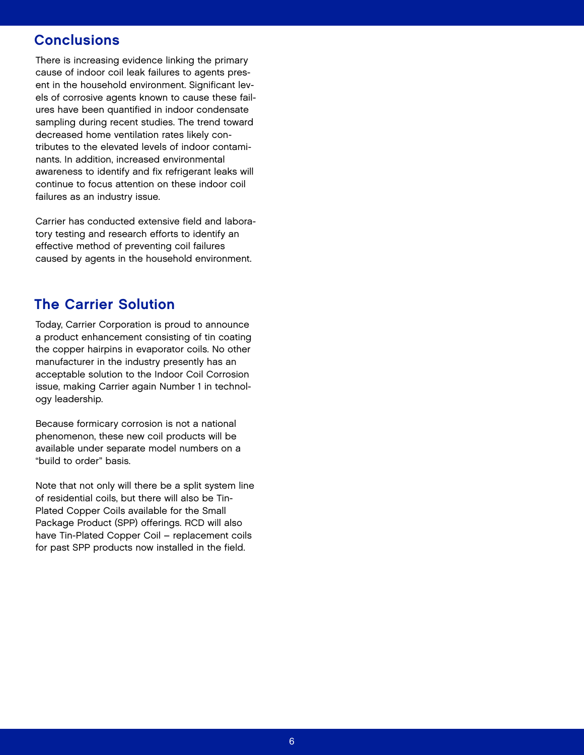## Conclusions

There is increasing evidence linking the primary cause of indoor coil leak failures to agents present in the household environment. Significant levels of corrosive agents known to cause these failures have been quantified in indoor condensate sampling during recent studies. The trend toward decreased home ventilation rates likely contributes to the elevated levels of indoor contaminants. In addition, increased environmental awareness to identify and fix refrigerant leaks will continue to focus attention on these indoor coil failures as an industry issue.

Carrier has conducted extensive field and laboratory testing and research efforts to identify an effective method of preventing coil failures caused by agents in the household environment.

## The Carrier Solution

Today, Carrier Corporation is proud to announce a product enhancement consisting of tin coating the copper hairpins in evaporator coils. No other manufacturer in the industry presently has an acceptable solution to the Indoor Coil Corrosion issue, making Carrier again Number 1 in technology leadership.

Because formicary corrosion is not a national phenomenon, these new coil products will be available under separate model numbers on a "build to order" basis.

Note that not only will there be a split system line of residential coils, but there will also be Tin-Plated Copper Coils available for the Small Package Product (SPP) offerings. RCD will also have Tin-Plated Copper Coil – replacement coils for past SPP products now installed in the field.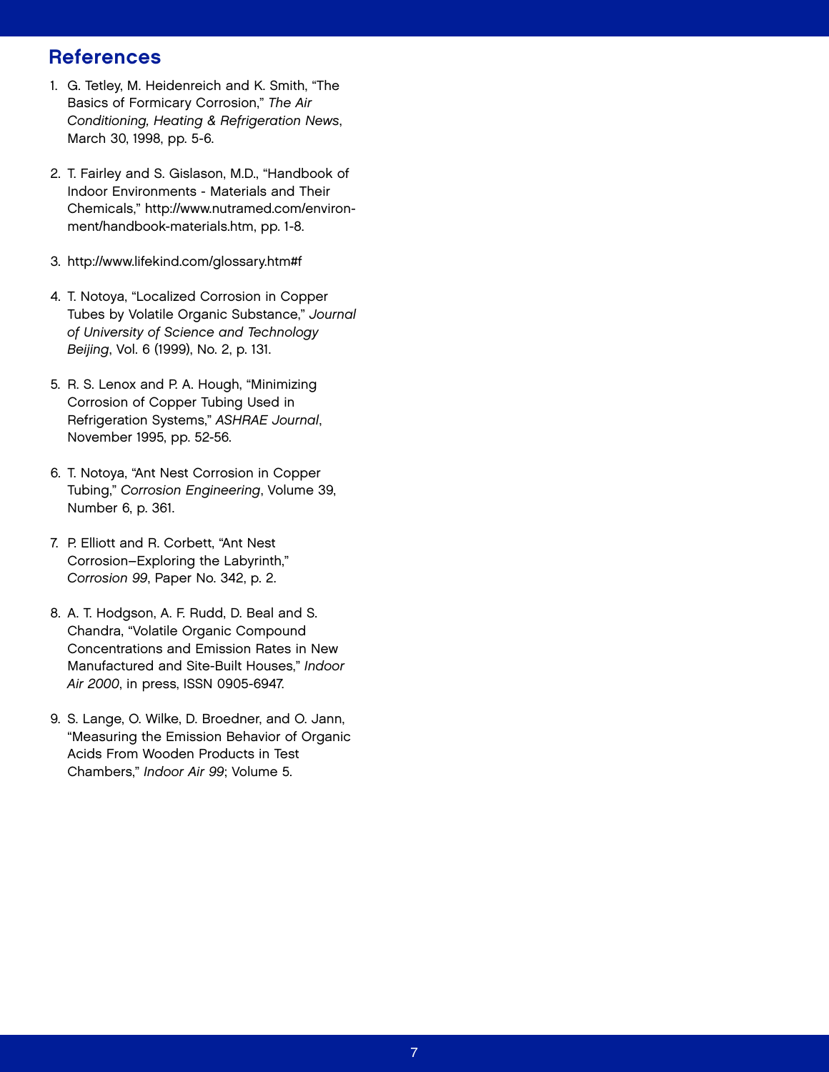## References

1. G. Tetley, M. Heidenreich and K. Smith, "The Basics of Formicary Corrosion," *The Air Conditioning, Heating & Refrigeration News*, March 30, 1998, pp. 5-6.

2. T. Fairley and S. Gislason, M.D., "Handbook of Indoor Environments - Materials and Their Chemicals," http://www.nutramed.com/environment/handbook-materials.htm, pp. 1-8.

3. http://www.lifekind.com/glossary.htm#f

4. T. Notoya, "Localized Corrosion in Copper Tubes by Volatile Organic Substance," *Journal of University of Science and Technology Beijing*, Vol. 6 (1999), No. 2, p. 131.

5. R. S. Lenox and P. A. Hough, "Minimizing Corrosion of Copper Tubing Used in Refrigeration Systems," *ASHRAE Journal*, November 1995, pp. 52-56.

6. T. Notoya, "Ant Nest Corrosion in Copper Tubing," *Corrosion Engineering*, Volume 39, Number 6, p. 361.

7. P. Elliott and R. Corbett, "Ant Nest Corrosion—Exploring the Labyrinth," *Corrosion 99*, Paper No. 342, p. 2.

8. A. T. Hodgson, A. F. Rudd, D. Beal and S. Chandra, "Volatile Organic Compound Concentrations and Emission Rates in New Manufactured and Site-Built Houses," *Indoor Air 2000*, in press, ISSN 0905-6947.

9. S. Lange, O. Wilke, D. Broedner, and O. Jann, "Measuring the Emission Behavior of Organic Acids From Wooden Products in Test Chambers," *Indoor Air 99*; Volume 5.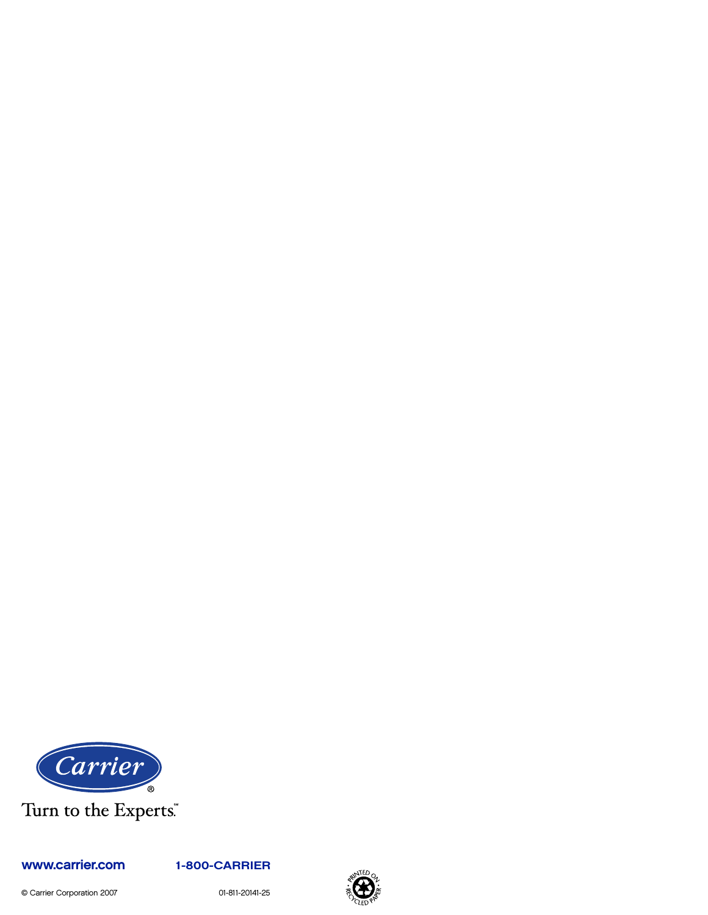Carrier®

Turn to the Experts.℠

**www.carrier.com** **1-800-CARRIER**

© Carrier Corporation 2007 01-811-20141-25

PRINTED ON RECYCLED PAPER